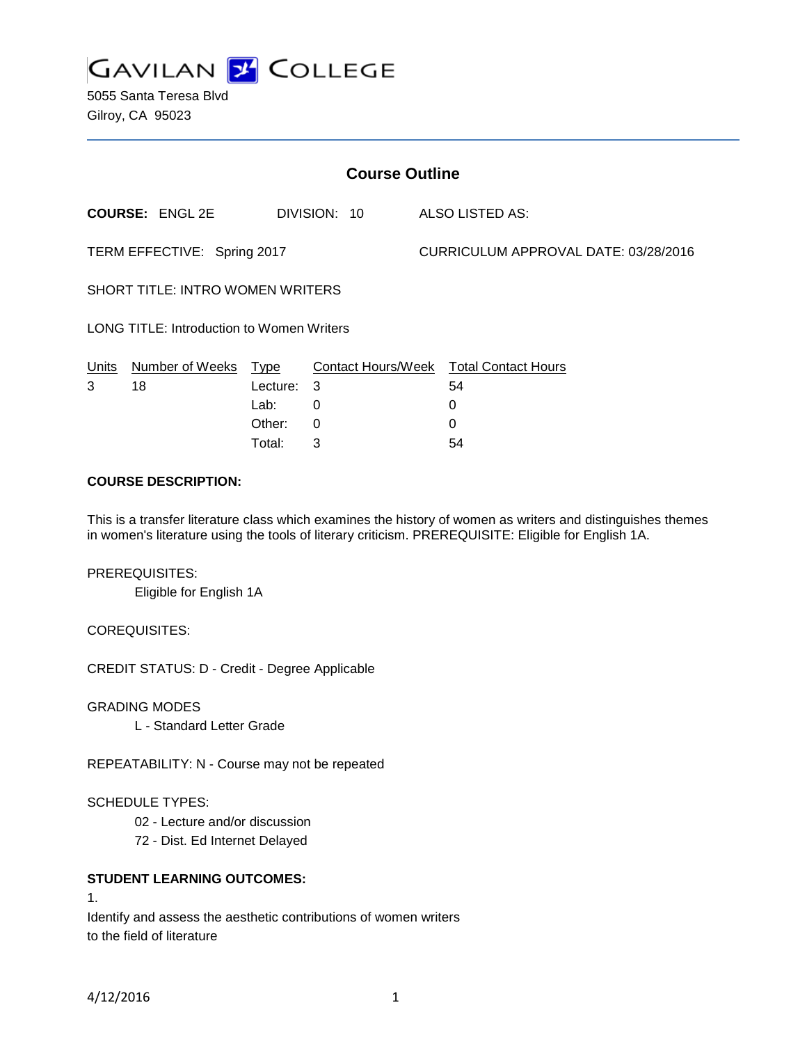# GAVILAN COLLEGE

5055 Santa Teresa Blvd
Gilroy, CA 95023

## Course Outline

**COURSE:** ENGL 2E DIVISION: 10 ALSO LISTED AS:

TERM EFFECTIVE: Spring 2017 CURRICULUM APPROVAL DATE: 03/28/2016

SHORT TITLE: INTRO WOMEN WRITERS

LONG TITLE: Introduction to Women Writers

| Units | Number of Weeks | Type | Contact Hours/Week | Total Contact Hours |
|---|---|---|---|---|
| 3 | 18 | Lecture: | 3 | 54 |
| | | Lab: | 0 | 0 |
| | | Other: | 0 | 0 |
| | | Total: | 3 | 54 |

**COURSE DESCRIPTION:**

This is a transfer literature class which examines the history of women as writers and distinguishes themes in women's literature using the tools of literary criticism. PREREQUISITE: Eligible for English 1A.

PREREQUISITES:

Eligible for English 1A

COREQUISITES:

CREDIT STATUS: D - Credit - Degree Applicable

GRADING MODES

L - Standard Letter Grade

REPEATABILITY: N - Course may not be repeated

SCHEDULE TYPES:

02 - Lecture and/or discussion

72 - Dist. Ed Internet Delayed

**STUDENT LEARNING OUTCOMES:**

1.
Identify and assess the aesthetic contributions of women writers to the field of literature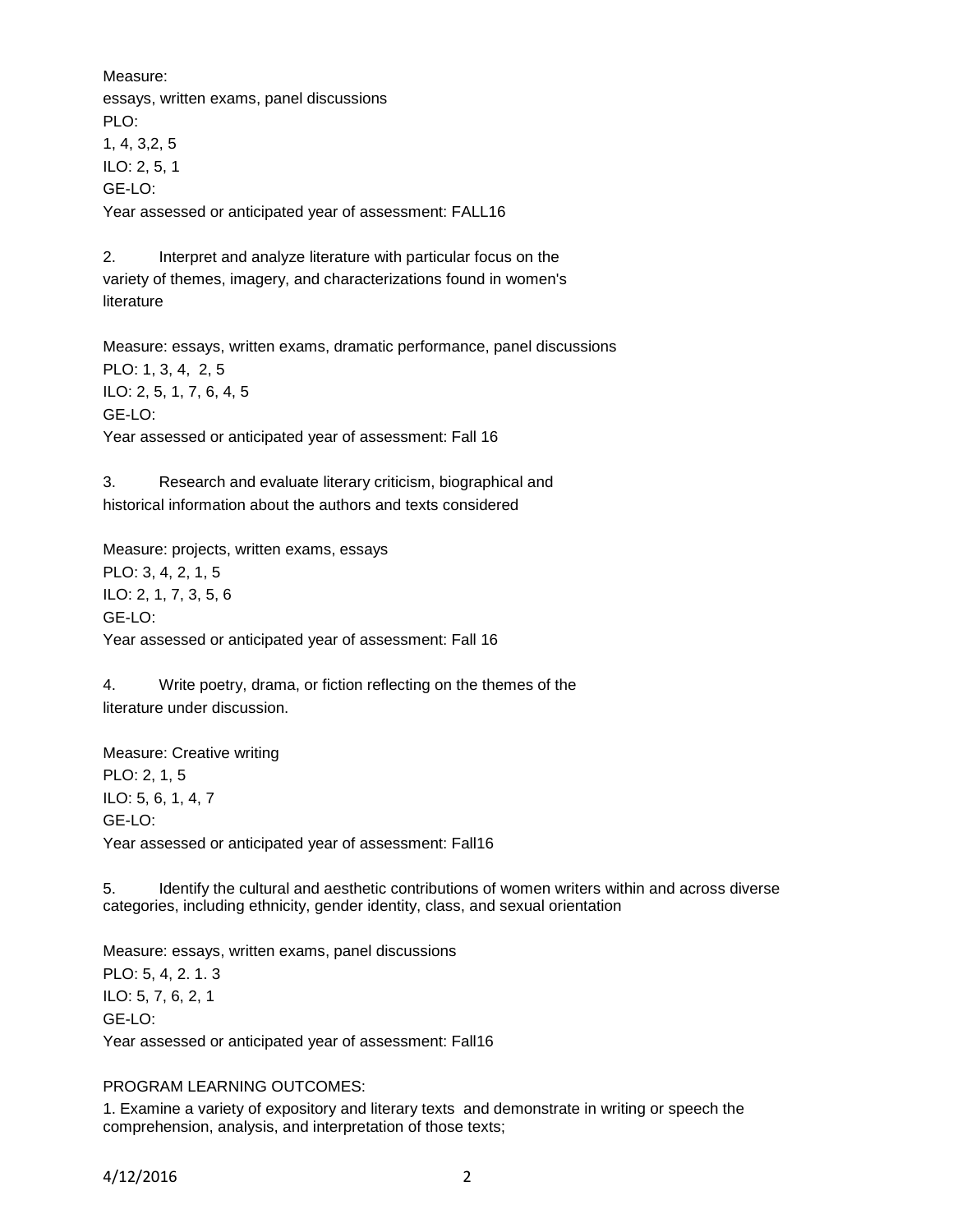Measure:
essays, written exams, panel discussions
PLO:
1, 4, 3,2, 5
ILO: 2, 5, 1
GE-LO:
Year assessed or anticipated year of assessment: FALL16

2. Interpret and analyze literature with particular focus on the variety of themes, imagery, and characterizations found in women's literature

Measure: essays, written exams, dramatic performance, panel discussions
PLO: 1, 3, 4, 2, 5
ILO: 2, 5, 1, 7, 6, 4, 5
GE-LO:
Year assessed or anticipated year of assessment: Fall 16

3. Research and evaluate literary criticism, biographical and historical information about the authors and texts considered

Measure: projects, written exams, essays
PLO: 3, 4, 2, 1, 5
ILO: 2, 1, 7, 3, 5, 6
GE-LO:
Year assessed or anticipated year of assessment: Fall 16

4. Write poetry, drama, or fiction reflecting on the themes of the literature under discussion.

Measure: Creative writing
PLO: 2, 1, 5
ILO: 5, 6, 1, 4, 7
GE-LO:
Year assessed or anticipated year of assessment: Fall16

5. Identify the cultural and aesthetic contributions of women writers within and across diverse categories, including ethnicity, gender identity, class, and sexual orientation

Measure: essays, written exams, panel discussions
PLO: 5, 4, 2. 1. 3
ILO: 5, 7, 6, 2, 1
GE-LO:
Year assessed or anticipated year of assessment: Fall16

PROGRAM LEARNING OUTCOMES:

1. Examine a variety of expository and literary texts and demonstrate in writing or speech the comprehension, analysis, and interpretation of those texts;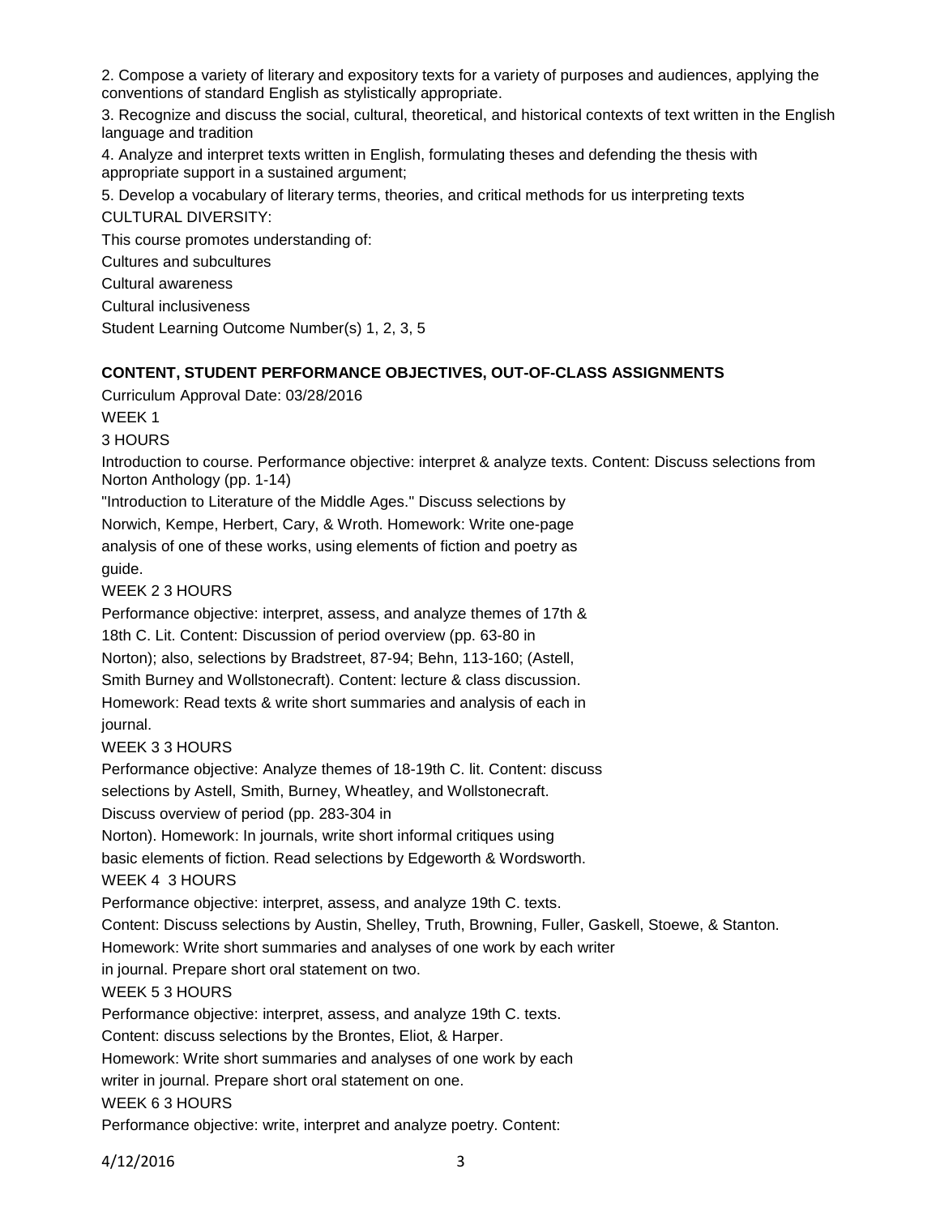2. Compose a variety of literary and expository texts for a variety of purposes and audiences, applying the conventions of standard English as stylistically appropriate.

3. Recognize and discuss the social, cultural, theoretical, and historical contexts of text written in the English language and tradition

4. Analyze and interpret texts written in English, formulating theses and defending the thesis with appropriate support in a sustained argument;

5. Develop a vocabulary of literary terms, theories, and critical methods for us interpreting texts

CULTURAL DIVERSITY:

This course promotes understanding of:

Cultures and subcultures

Cultural awareness

Cultural inclusiveness

Student Learning Outcome Number(s) 1, 2, 3, 5

**CONTENT, STUDENT PERFORMANCE OBJECTIVES, OUT-OF-CLASS ASSIGNMENTS**

Curriculum Approval Date: 03/28/2016

WEEK 1

3 HOURS

Introduction to course. Performance objective: interpret & analyze texts. Content: Discuss selections from Norton Anthology (pp. 1-14)

"Introduction to Literature of the Middle Ages." Discuss selections by Norwich, Kempe, Herbert, Cary, & Wroth. Homework: Write one-page analysis of one of these works, using elements of fiction and poetry as guide.

WEEK 2 3 HOURS

Performance objective: interpret, assess, and analyze themes of 17th & 18th C. Lit. Content: Discussion of period overview (pp. 63-80 in Norton); also, selections by Bradstreet, 87-94; Behn, 113-160; (Astell, Smith Burney and Wollstonecraft). Content: lecture & class discussion. Homework: Read texts & write short summaries and analysis of each in journal.

WEEK 3 3 HOURS

Performance objective: Analyze themes of 18-19th C. lit. Content: discuss selections by Astell, Smith, Burney, Wheatley, and Wollstonecraft. Discuss overview of period (pp. 283-304 in Norton). Homework: In journals, write short informal critiques using basic elements of fiction. Read selections by Edgeworth & Wordsworth.

WEEK 4 3 HOURS

Performance objective: interpret, assess, and analyze 19th C. texts.

Content: Discuss selections by Austin, Shelley, Truth, Browning, Fuller, Gaskell, Stoewe, & Stanton.

Homework: Write short summaries and analyses of one work by each writer in journal. Prepare short oral statement on two.

WEEK 5 3 HOURS

Performance objective: interpret, assess, and analyze 19th C. texts.

Content: discuss selections by the Brontes, Eliot, & Harper.

Homework: Write short summaries and analyses of one work by each writer in journal. Prepare short oral statement on one.

WEEK 6 3 HOURS

Performance objective: write, interpret and analyze poetry. Content: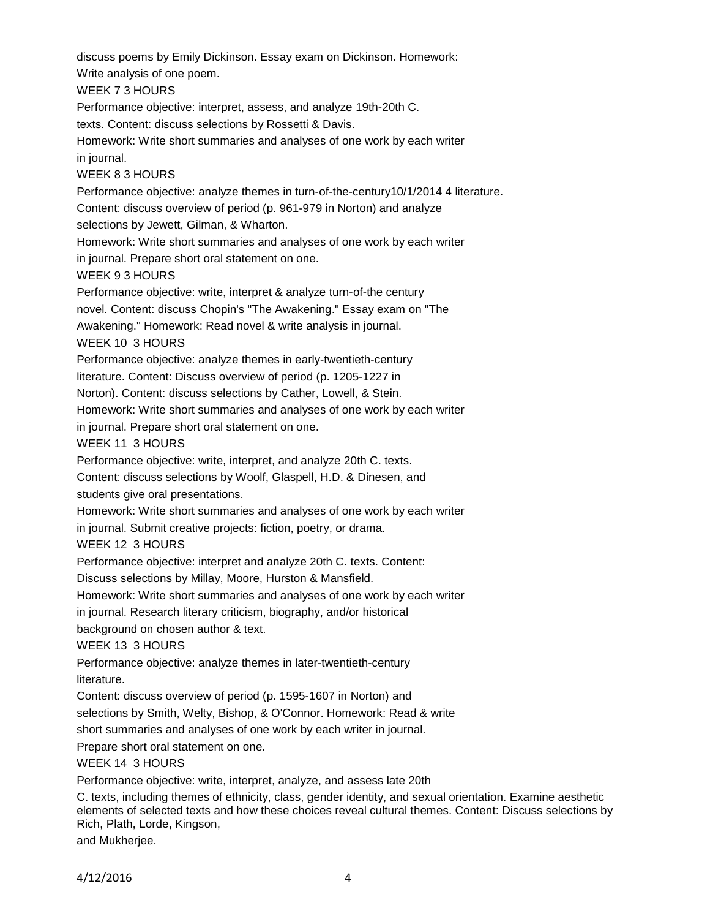discuss poems by Emily Dickinson. Essay exam on Dickinson. Homework: Write analysis of one poem.

WEEK 7 3 HOURS

Performance objective: interpret, assess, and analyze 19th-20th C. texts. Content: discuss selections by Rossetti & Davis.

Homework: Write short summaries and analyses of one work by each writer in journal.

WEEK 8 3 HOURS

Performance objective: analyze themes in turn-of-the-century10/1/2014 4 literature.

Content: discuss overview of period (p. 961-979 in Norton) and analyze selections by Jewett, Gilman, & Wharton.

Homework: Write short summaries and analyses of one work by each writer in journal. Prepare short oral statement on one.

WEEK 9 3 HOURS

Performance objective: write, interpret & analyze turn-of-the century novel. Content: discuss Chopin's "The Awakening." Essay exam on "The Awakening." Homework: Read novel & write analysis in journal.

WEEK 10 3 HOURS

Performance objective: analyze themes in early-twentieth-century literature. Content: Discuss overview of period (p. 1205-1227 in Norton). Content: discuss selections by Cather, Lowell, & Stein.

Homework: Write short summaries and analyses of one work by each writer in journal. Prepare short oral statement on one.

WEEK 11 3 HOURS

Performance objective: write, interpret, and analyze 20th C. texts.

Content: discuss selections by Woolf, Glaspell, H.D. & Dinesen, and students give oral presentations.

Homework: Write short summaries and analyses of one work by each writer in journal. Submit creative projects: fiction, poetry, or drama.

WEEK 12 3 HOURS

Performance objective: interpret and analyze 20th C. texts. Content: Discuss selections by Millay, Moore, Hurston & Mansfield.

Homework: Write short summaries and analyses of one work by each writer in journal. Research literary criticism, biography, and/or historical background on chosen author & text.

WEEK 13 3 HOURS

Performance objective: analyze themes in later-twentieth-century literature.

Content: discuss overview of period (p. 1595-1607 in Norton) and selections by Smith, Welty, Bishop, & O'Connor. Homework: Read & write short summaries and analyses of one work by each writer in journal.

Prepare short oral statement on one.

WEEK 14 3 HOURS

Performance objective: write, interpret, analyze, and assess late 20th C. texts, including themes of ethnicity, class, gender identity, and sexual orientation. Examine aesthetic elements of selected texts and how these choices reveal cultural themes. Content: Discuss selections by Rich, Plath, Lorde, Kingson, and Mukherjee.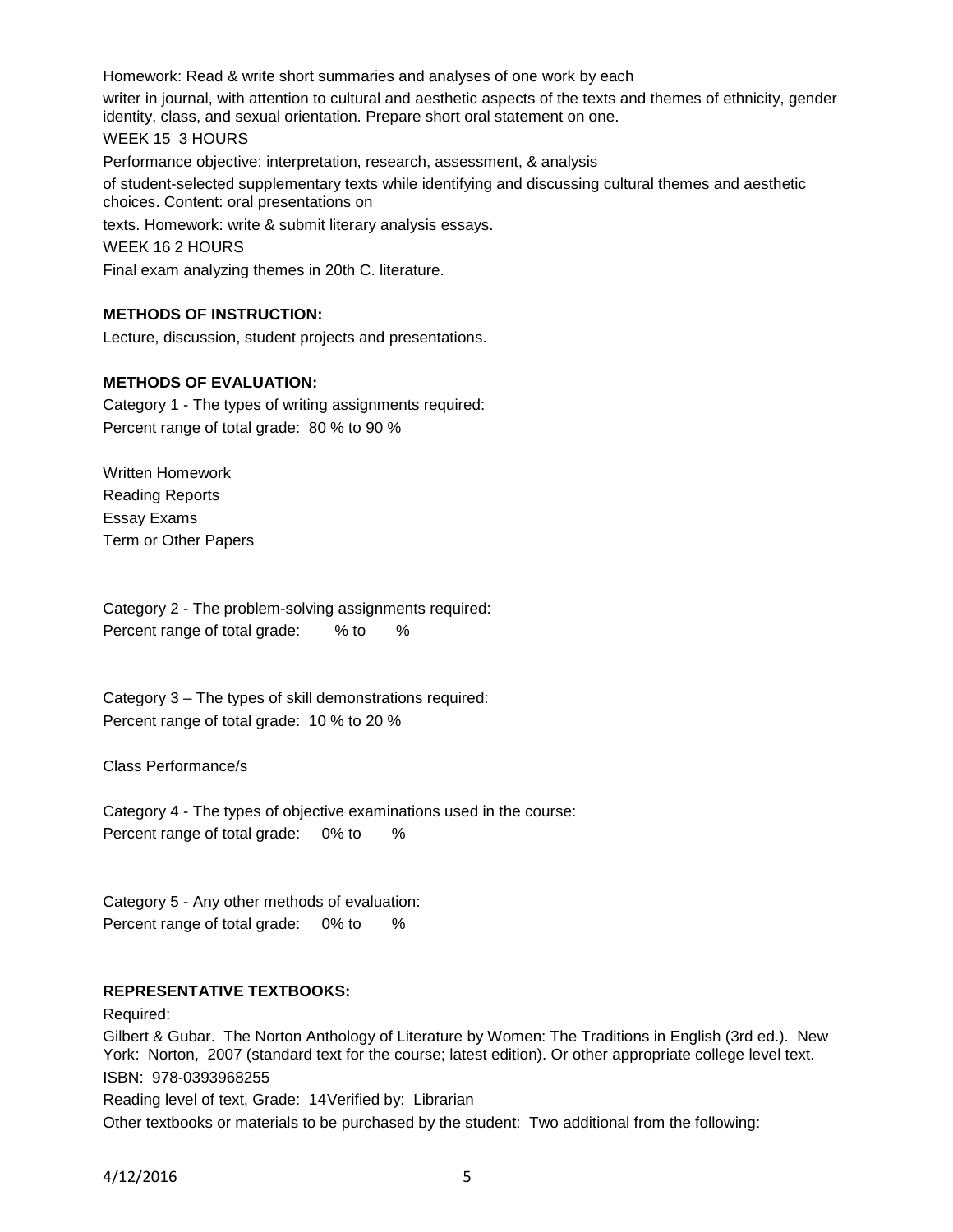Homework: Read & write short summaries and analyses of one work by each writer in journal, with attention to cultural and aesthetic aspects of the texts and themes of ethnicity, gender identity, class, and sexual orientation. Prepare short oral statement on one.

WEEK 15 3 HOURS

Performance objective: interpretation, research, assessment, & analysis of student-selected supplementary texts while identifying and discussing cultural themes and aesthetic choices. Content: oral presentations on texts. Homework: write & submit literary analysis essays.

WEEK 16 2 HOURS

Final exam analyzing themes in 20th C. literature.

**METHODS OF INSTRUCTION:**

Lecture, discussion, student projects and presentations.

**METHODS OF EVALUATION:**

Category 1 - The types of writing assignments required:
Percent range of total grade: 80 % to 90 %

Written Homework
Reading Reports
Essay Exams
Term or Other Papers

Category 2 - The problem-solving assignments required:
Percent range of total grade: % to %

Category 3 – The types of skill demonstrations required:
Percent range of total grade: 10 % to 20 %

Class Performance/s

Category 4 - The types of objective examinations used in the course:
Percent range of total grade: 0% to %

Category 5 - Any other methods of evaluation:
Percent range of total grade: 0% to %

**REPRESENTATIVE TEXTBOOKS:**

Required:

Gilbert & Gubar. The Norton Anthology of Literature by Women: The Traditions in English (3rd ed.). New York: Norton, 2007 (standard text for the course; latest edition). Or other appropriate college level text.

ISBN: 978-0393968255

Reading level of text, Grade: 14 Verified by: Librarian

Other textbooks or materials to be purchased by the student: Two additional from the following: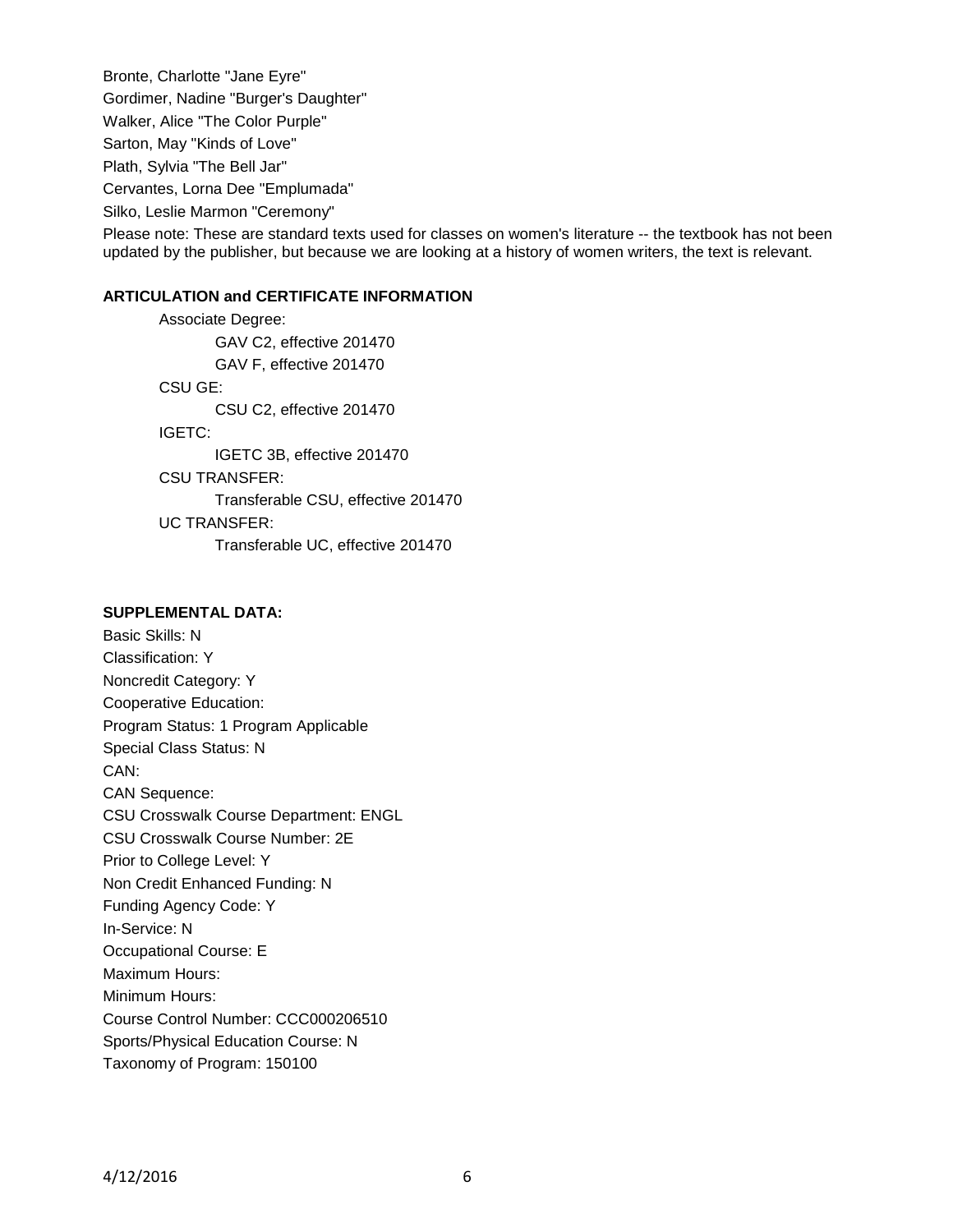Bronte, Charlotte "Jane Eyre"

Gordimer, Nadine "Burger's Daughter"

Walker, Alice "The Color Purple"

Sarton, May "Kinds of Love"

Plath, Sylvia "The Bell Jar"

Cervantes, Lorna Dee "Emplumada"

Silko, Leslie Marmon "Ceremony"

Please note: These are standard texts used for classes on women's literature -- the textbook has not been updated by the publisher, but because we are looking at a history of women writers, the text is relevant.

**ARTICULATION and CERTIFICATE INFORMATION**

Associate Degree:
- GAV C2, effective 201470
- GAV F, effective 201470

CSU GE:
- CSU C2, effective 201470

IGETC:
- IGETC 3B, effective 201470

CSU TRANSFER:
- Transferable CSU, effective 201470

UC TRANSFER:
- Transferable UC, effective 201470

**SUPPLEMENTAL DATA:**

Basic Skills: N
Classification: Y
Noncredit Category: Y
Cooperative Education:
Program Status: 1 Program Applicable
Special Class Status: N
CAN:
CAN Sequence:
CSU Crosswalk Course Department: ENGL
CSU Crosswalk Course Number: 2E
Prior to College Level: Y
Non Credit Enhanced Funding: N
Funding Agency Code: Y
In-Service: N
Occupational Course: E
Maximum Hours:
Minimum Hours:
Course Control Number: CCC000206510
Sports/Physical Education Course: N
Taxonomy of Program: 150100